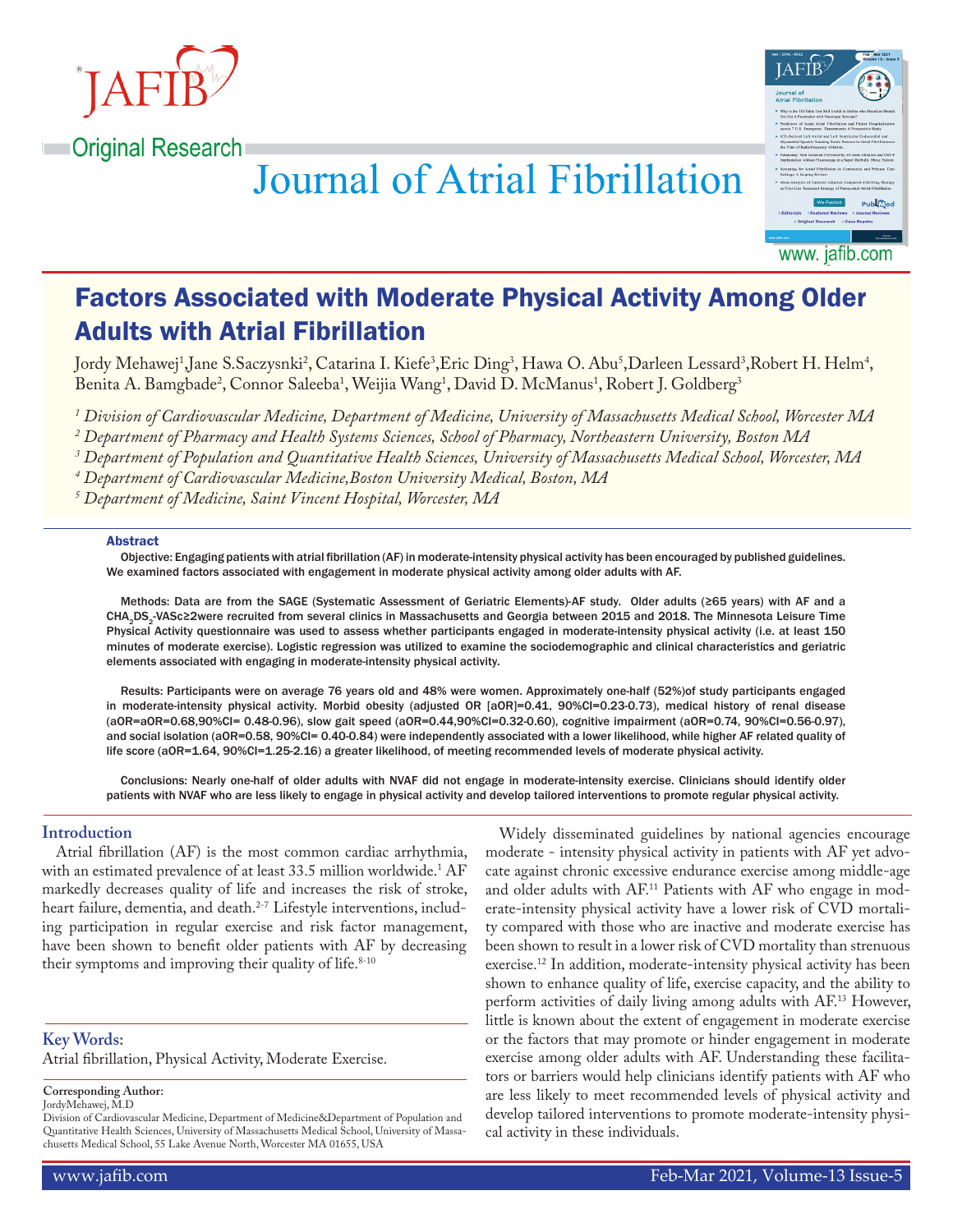Original Research

# Journal of Atrial Fibrillation

## Factors Associated with Moderate Physical Activity Among Older Adults with Atrial Fibrillation

Jordy Mehawej[1],Jane S.Saczynski[2], Catarina I. Kiefe[3],Eric Ding[3], Hawa O. Abu[5],Darleen Lessard[3],Robert H. Helm[4], Benita A. Bamgbade[2], Connor Saleeba[1], Weijia Wang[1], David D. McManus[1], Robert J. Goldberg[3]

*[1] Division of Cardiovascular Medicine, Department of Medicine, University of Massachusetts Medical School, Worcester MA*
*[2] Department of Pharmacy and Health Systems Sciences, School of Pharmacy, Northeastern University, Boston MA*
*[3] Department of Population and Quantitative Health Sciences, University of Massachusetts Medical School, Worcester, MA*
*[4] Department of Cardiovascular Medicine,Boston University Medical, Boston, MA*
*[5] Department of Medicine, Saint Vincent Hospital, Worcester, MA*

### Abstract

**Objective: Engaging patients with atrial fibrillation (AF) in moderate-intensity physical activity has been encouraged by published guidelines. We examined factors associated with engagement in moderate physical activity among older adults with AF.**

**Methods: Data are from the SAGE (Systematic Assessment of Geriatric Elements)-AF study. Older adults (≥65 years) with AF and a $CHA_2DS_2$-VASc≥2were recruited from several clinics in Massachusetts and Georgia between 2015 and 2018. The Minnesota Leisure Time Physical Activity questionnaire was used to assess whether participants engaged in moderate-intensity physical activity (i.e. at least 150 minutes of moderate exercise). Logistic regression was utilized to examine the sociodemographic and clinical characteristics and geriatric elements associated with engaging in moderate-intensity physical activity.**

**Results: Participants were on average 76 years old and 48% were women. Approximately one-half (52%)of study participants engaged in moderate-intensity physical activity. Morbid obesity (adjusted OR [aOR]=0.41, 90%CI=0.23-0.73), medical history of renal disease (aOR=aOR=0.68,90%CI= 0.48-0.96), slow gait speed (aOR=0.44,90%CI=0.32-0.60), cognitive impairment (aOR=0.74, 90%CI=0.56-0.97), and social isolation (aOR=0.58, 90%CI= 0.40-0.84) were independently associated with a lower likelihood, while higher AF related quality of life score (aOR=1.64, 90%CI=1.25-2.16) a greater likelihood, of meeting recommended levels of moderate physical activity.**

**Conclusions: Nearly one-half of older adults with NVAF did not engage in moderate-intensity exercise. Clinicians should identify older patients with NVAF who are less likely to engage in physical activity and develop tailored interventions to promote regular physical activity.**

### Introduction

Atrial fibrillation (AF) is the most common cardiac arrhythmia, with an estimated prevalence of at least 33.5 million worldwide.[1] AF markedly decreases quality of life and increases the risk of stroke, heart failure, dementia, and death.[2-7] Lifestyle interventions, including participation in regular exercise and risk factor management, have been shown to benefit older patients with AF by decreasing their symptoms and improving their quality of life.[8-10]

Widely disseminated guidelines by national agencies encourage moderate - intensity physical activity in patients with AF yet advocate against chronic excessive endurance exercise among middle-age and older adults with AF.[11] Patients with AF who engage in moderate-intensity physical activity have a lower risk of CVD mortality compared with those who are inactive and moderate exercise has been shown to result in a lower risk of CVD mortality than strenuous exercise.[12] In addition, moderate-intensity physical activity has been shown to enhance quality of life, exercise capacity, and the ability to perform activities of daily living among adults with AF.[13] However, little is known about the extent of engagement in moderate exercise or the factors that may promote or hinder engagement in moderate exercise among older adults with AF. Understanding these facilitators or barriers would help clinicians identify patients with AF who are less likely to meet recommended levels of physical activity and develop tailored interventions to promote moderate-intensity physical activity in these individuals.

### Key Words:

Atrial fibrillation, Physical Activity, Moderate Exercise.

**Corresponding Author:**
JordyMehawej, M.D
Division of Cardiovascular Medicine, Department of Medicine&Department of Population and Quantitative Health Sciences, University of Massachusetts Medical School, University of Massachusetts Medical School, 55 Lake Avenue North, Worcester MA 01655, USA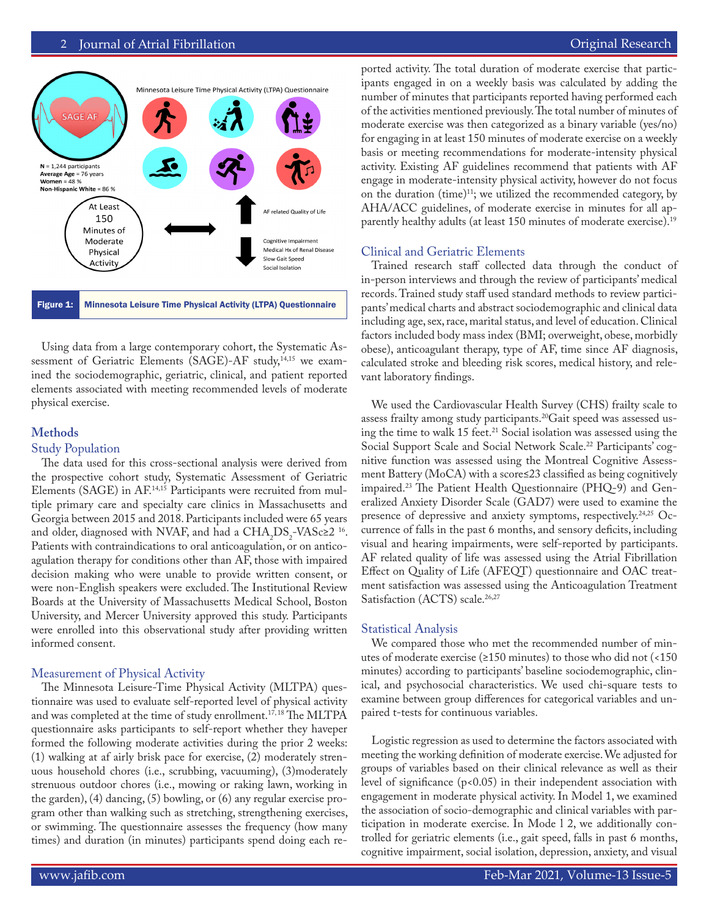Minnesota Leisure Time Physical Activity (LTPA) Questionnaire

**N** = 1,244 participants
**Average Age** = 76 years
**Women** = 48 %
**Non-Hispanic White** = 86 %

At Least 150 Minutes of Moderate Physical Activity

AF related Quality of Life

Cognitive Impairment
Medical Hx of Renal Disease
Slow Gait Speed
Social Isolation

**Figure 1:** Minnesota Leisure Time Physical Activity (LTPA) Questionnaire

Using data from a large contemporary cohort, the Systematic Assessment of Geriatric Elements (SAGE)-AF study,[14,15] we examined the sociodemographic, geriatric, clinical, and patient reported elements associated with meeting recommended levels of moderate physical exercise.

## Methods

### Study Population

The data used for this cross-sectional analysis were derived from the prospective cohort study, Systematic Assessment of Geriatric Elements (SAGE) in AF.[14,15] Participants were recruited from multiple primary care and specialty care clinics in Massachusetts and Georgia between 2015 and 2018. Participants included were 65 years and older, diagnosed with NVAF, and had a $CHA_2DS_2$-VASc≥2 [16]. Patients with contraindications to oral anticoagulation, or on anticoagulation therapy for conditions other than AF, those with impaired decision making who were unable to provide written consent, or were non-English speakers were excluded. The Institutional Review Boards at the University of Massachusetts Medical School, Boston University, and Mercer University approved this study. Participants were enrolled into this observational study after providing written informed consent.

### Measurement of Physical Activity

The Minnesota Leisure-Time Physical Activity (MLTPA) questionnaire was used to evaluate self-reported level of physical activity and was completed at the time of study enrollment.[17,18] The MLTPA questionnaire asks participants to self-report whether they haveper formed the following moderate activities during the prior 2 weeks: (1) walking at af airly brisk pace for exercise, (2) moderately strenuous household chores (i.e., scrubbing, vacuuming), (3)moderately strenuous outdoor chores (i.e., mowing or raking lawn, working in the garden), (4) dancing, (5) bowling, or (6) any regular exercise program other than walking such as stretching, strengthening exercises, or swimming. The questionnaire assesses the frequency (how many times) and duration (in minutes) participants spend doing each reported activity. The total duration of moderate exercise that participants engaged in on a weekly basis was calculated by adding the number of minutes that participants reported having performed each of the activities mentioned previously. The total number of minutes of moderate exercise was then categorized as a binary variable (yes/no) for engaging in at least 150 minutes of moderate exercise on a weekly basis or meeting recommendations for moderate-intensity physical activity. Existing AF guidelines recommend that patients with AF engage in moderate-intensity physical activity, however do not focus on the duration (time)[11]; we utilized the recommended category, by AHA/ACC guidelines, of moderate exercise in minutes for all apparently healthy adults (at least 150 minutes of moderate exercise).[19]

### Clinical and Geriatric Elements

Trained research staff collected data through the conduct of in-person interviews and through the review of participants' medical records. Trained study staff used standard methods to review participants' medical charts and abstract sociodemographic and clinical data including age, sex, race, marital status, and level of education. Clinical factors included body mass index (BMI; overweight, obese, morbidly obese), anticoagulant therapy, type of AF, time since AF diagnosis, calculated stroke and bleeding risk scores, medical history, and relevant laboratory findings.

We used the Cardiovascular Health Survey (CHS) frailty scale to assess frailty among study participants.[20] Gait speed was assessed using the time to walk 15 feet.[21] Social isolation was assessed using the Social Support Scale and Social Network Scale.[22] Participants' cognitive function was assessed using the Montreal Cognitive Assessment Battery (MoCA) with a score≤23 classified as being cognitively impaired.[23] The Patient Health Questionnaire (PHQ-9) and Generalized Anxiety Disorder Scale (GAD7) were used to examine the presence of depressive and anxiety symptoms, respectively.[24,25] Occurrence of falls in the past 6 months, and sensory deficits, including visual and hearing impairments, were self-reported by participants. AF related quality of life was assessed using the Atrial Fibrillation Effect on Quality of Life (AFEQT) questionnaire and OAC treatment satisfaction was assessed using the Anticoagulation Treatment Satisfaction (ACTS) scale.[26,27]

### Statistical Analysis

We compared those who met the recommended number of minutes of moderate exercise (≥150 minutes) to those who did not (<150 minutes) according to participants' baseline sociodemographic, clinical, and psychosocial characteristics. We used chi-square tests to examine between group differences for categorical variables and unpaired t-tests for continuous variables.

Logistic regression as used to determine the factors associated with meeting the working definition of moderate exercise. We adjusted for groups of variables based on their clinical relevance as well as their level of significance ($p<0.05$) in their independent association with engagement in moderate physical activity. In Model 1, we examined the association of socio-demographic and clinical variables with participation in moderate exercise. In Mode l 2, we additionally controlled for geriatric elements (i.e., gait speed, falls in past 6 months, cognitive impairment, social isolation, depression, anxiety, and visual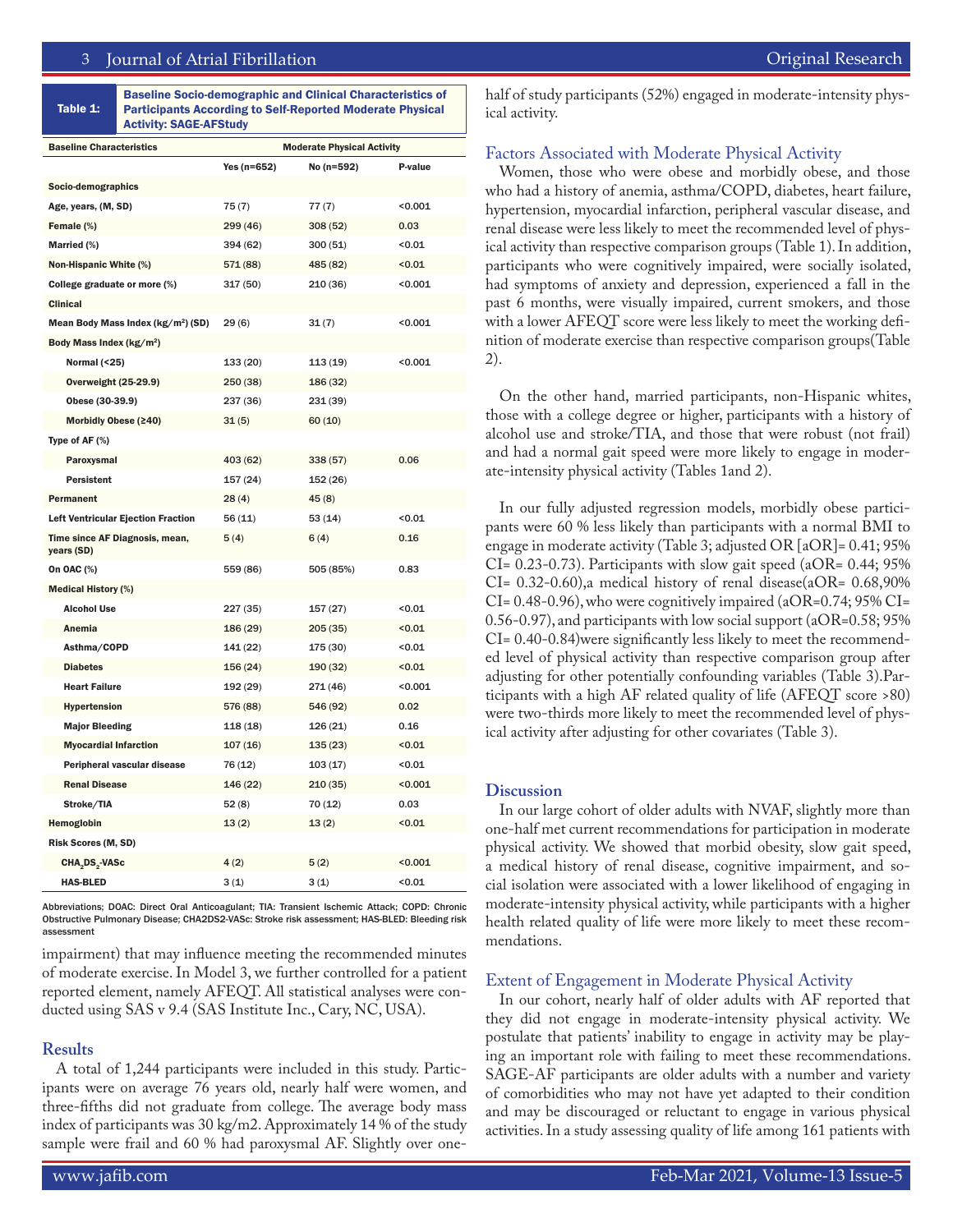**Table 1: Baseline Socio-demographic and Clinical Characteristics of Participants According to Self-Reported Moderate Physical Activity: SAGE-AFStudy**

| Baseline Characteristics | Moderate Physical Activity | | |
|---|---|---|---|
| | Yes (n=652) | No (n=592) | P-value |
| **Socio-demographics** | | | |
| Age, years, (M, SD) | 75 (7) | 77 (7) | <0.001 |
| Female (%) | 299 (46) | 308 (52) | 0.03 |
| Married (%) | 394 (62) | 300 (51) | <0.01 |
| Non-Hispanic White (%) | 571 (88) | 485 (82) | <0.01 |
| College graduate or more (%) | 317 (50) | 210 (36) | <0.001 |
| **Clinical** | | | |
| Mean Body Mass Index (kg/m$^2$) (SD) | 29 (6) | 31 (7) | <0.001 |
| Body Mass Index (kg/m$^2$) | | | |
| Normal (<25) | 133 (20) | 113 (19) | <0.001 |
| Overweight (25-29.9) | 250 (38) | 186 (32) | |
| Obese (30-39.9) | 237 (36) | 231 (39) | |
| Morbidly Obese (≥40) | 31 (5) | 60 (10) | |
| Type of AF (%) | | | |
| Paroxysmal | 403 (62) | 338 (57) | 0.06 |
| Persistent | 157 (24) | 152 (26) | |
| Permanent | 28 (4) | 45 (8) | |
| Left Ventricular Ejection Fraction | 56 (11) | 53 (14) | <0.01 |
| Time since AF Diagnosis, mean, years (SD) | 5 (4) | 6 (4) | 0.16 |
| On OAC (%) | 559 (86) | 505 (85%) | 0.83 |
| Medical History (%) | | | |
| Alcohol Use | 227 (35) | 157 (27) | <0.01 |
| Anemia | 186 (29) | 205 (35) | <0.01 |
| Asthma/COPD | 141 (22) | 175 (30) | <0.01 |
| Diabetes | 156 (24) | 190 (32) | <0.01 |
| Heart Failure | 192 (29) | 271 (46) | <0.001 |
| Hypertension | 576 (88) | 546 (92) | 0.02 |
| Major Bleeding | 118 (18) | 126 (21) | 0.16 |
| Myocardial Infarction | 107 (16) | 135 (23) | <0.01 |
| Peripheral vascular disease | 76 (12) | 103 (17) | <0.01 |
| Renal Disease | 146 (22) | 210 (35) | <0.001 |
| Stroke/TIA | 52 (8) | 70 (12) | 0.03 |
| Hemoglobin | 13 (2) | 13 (2) | <0.01 |
| Risk Scores (M, SD) | | | |
| $CHA_2DS_2$-VASc | 4 (2) | 5 (2) | <0.001 |
| HAS-BLED | 3 (1) | 3 (1) | <0.01 |

Abbreviations; DOAC: Direct Oral Anticoagulant; TIA: Transient Ischemic Attack; COPD: Chronic Obstructive Pulmonary Disease; CHA2DS2-VASc: Stroke risk assessment; HAS-BLED: Bleeding risk assessment

impairment) that may influence meeting the recommended minutes of moderate exercise. In Model 3, we further controlled for a patient reported element, namely AFEQT. All statistical analyses were conducted using SAS v 9.4 (SAS Institute Inc., Cary, NC, USA).

## Results

A total of 1,244 participants were included in this study. Participants were on average 76 years old, nearly half were women, and three-fifths did not graduate from college. The average body mass index of participants was 30 kg/m2. Approximately 14 % of the study sample were frail and 60 % had paroxysmal AF. Slightly over one-half of study participants (52%) engaged in moderate-intensity physical activity.

### Factors Associated with Moderate Physical Activity

Women, those who were obese and morbidly obese, and those who had a history of anemia, asthma/COPD, diabetes, heart failure, hypertension, myocardial infarction, peripheral vascular disease, and renal disease were less likely to meet the recommended level of physical activity than respective comparison groups (Table 1). In addition, participants who were cognitively impaired, were socially isolated, had symptoms of anxiety and depression, experienced a fall in the past 6 months, were visually impaired, current smokers, and those with a lower AFEQT score were less likely to meet the working definition of moderate exercise than respective comparison groups(Table 2).

On the other hand, married participants, non-Hispanic whites, those with a college degree or higher, participants with a history of alcohol use and stroke/TIA, and those that were robust (not frail) and had a normal gait speed were more likely to engage in moderate-intensity physical activity (Tables 1and 2).

In our fully adjusted regression models, morbidly obese participants were 60 % less likely than participants with a normal BMI to engage in moderate activity (Table 3; adjusted OR [aOR]= 0.41; 95% CI= 0.23-0.73). Participants with slow gait speed (aOR= 0.44; 95% CI= 0.32-0.60),a medical history of renal disease(aOR= 0.68,90% CI= 0.48-0.96), who were cognitively impaired (aOR=0.74; 95% CI= 0.56-0.97), and participants with low social support (aOR=0.58; 95% CI= 0.40-0.84)were significantly less likely to meet the recommended level of physical activity than respective comparison group after adjusting for other potentially confounding variables (Table 3).Participants with a high AF related quality of life (AFEQT score >80) were two-thirds more likely to meet the recommended level of physical activity after adjusting for other covariates (Table 3).

## Discussion

In our large cohort of older adults with NVAF, slightly more than one-half met current recommendations for participation in moderate physical activity. We showed that morbid obesity, slow gait speed, a medical history of renal disease, cognitive impairment, and social isolation were associated with a lower likelihood of engaging in moderate-intensity physical activity, while participants with a higher health related quality of life were more likely to meet these recommendations.

### Extent of Engagement in Moderate Physical Activity

In our cohort, nearly half of older adults with AF reported that they did not engage in moderate-intensity physical activity. We postulate that patients' inability to engage in activity may be playing an important role with failing to meet these recommendations. SAGE-AF participants are older adults with a number and variety of comorbidities who may not have yet adapted to their condition and may be discouraged or reluctant to engage in various physical activities. In a study assessing quality of life among 161 patients with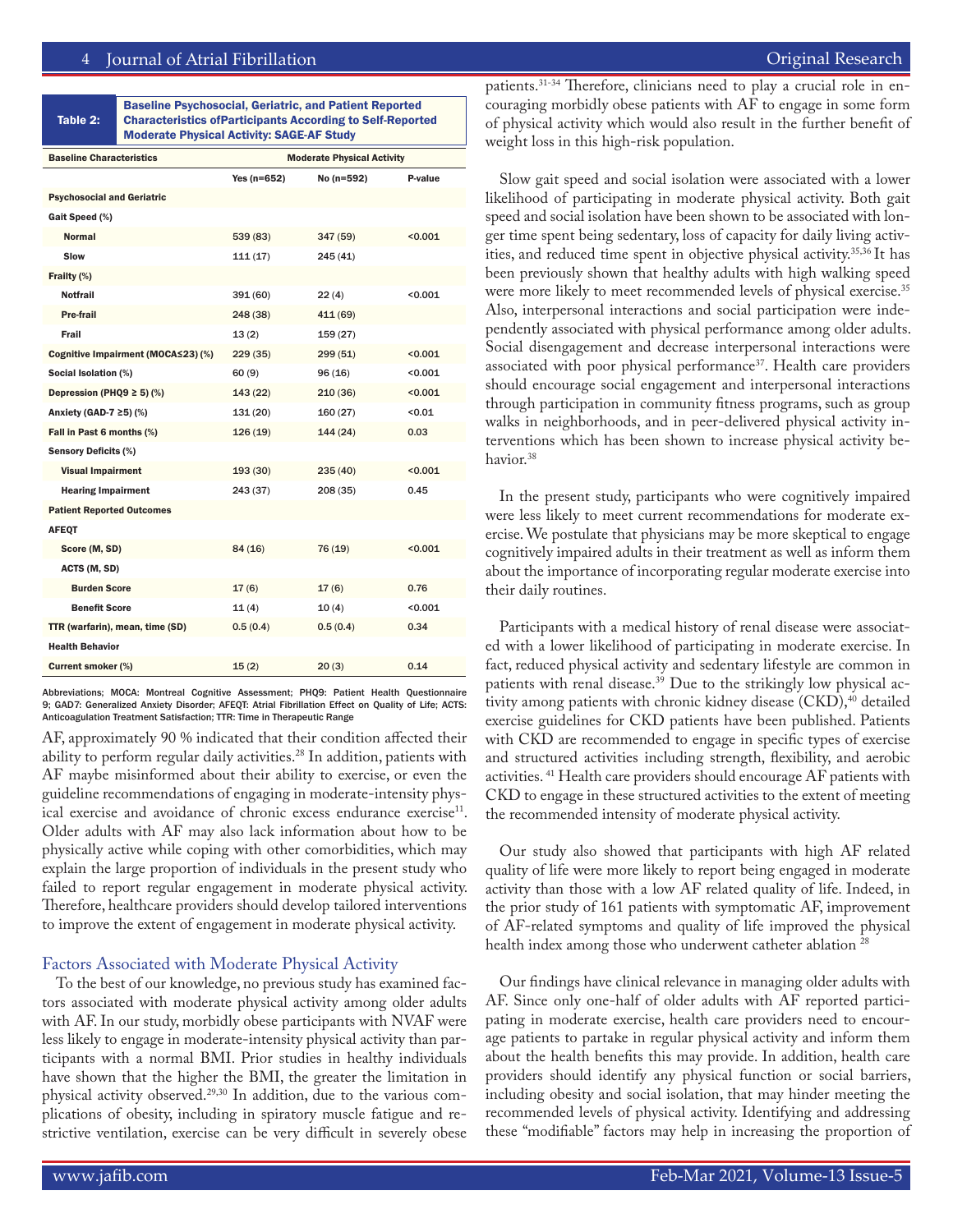**Table 2: Baseline Psychosocial, Geriatric, and Patient Reported Characteristics ofParticipants According to Self-Reported Moderate Physical Activity: SAGE-AF Study**

| Baseline Characteristics | Moderate Physical Activity | | |
|---|---|---|---|
| | Yes (n=652) | No (n=592) | P-value |
| **Psychosocial and Geriatric** | | | |
| Gait Speed (%) | | | |
| Normal | 539 (83) | 347 (59) | <0.001 |
| Slow | 111 (17) | 245 (41) | |
| Frailty (%) | | | |
| Notfrail | 391 (60) | 22 (4) | <0.001 |
| Pre-frail | 248 (38) | 411 (69) | |
| Frail | 13 (2) | 159 (27) | |
| Cognitive Impairment (MOCA≤23) (%) | 229 (35) | 299 (51) | <0.001 |
| Social Isolation (%) | 60 (9) | 96 (16) | <0.001 |
| Depression (PHQ9 ≥ 5) (%) | 143 (22) | 210 (36) | <0.001 |
| Anxiety (GAD-7 ≥5) (%) | 131 (20) | 160 (27) | <0.01 |
| Fall in Past 6 months (%) | 126 (19) | 144 (24) | 0.03 |
| Sensory Deficits (%) | | | |
| Visual Impairment | 193 (30) | 235 (40) | <0.001 |
| Hearing Impairment | 243 (37) | 208 (35) | 0.45 |
| **Patient Reported Outcomes** | | | |
| AFEQT | | | |
| Score (M, SD) | 84 (16) | 76 (19) | <0.001 |
| ACTS (M, SD) | | | |
| Burden Score | 17 (6) | 17 (6) | 0.76 |
| Benefit Score | 11 (4) | 10 (4) | <0.001 |
| TTR (warfarin), mean, time (SD) | 0.5 (0.4) | 0.5 (0.4) | 0.34 |
| **Health Behavior** | | | |
| Current smoker (%) | 15 (2) | 20 (3) | 0.14 |

Abbreviations; MOCA: Montreal Cognitive Assessment; PHQ9: Patient Health Questionnaire 9; GAD7: Generalized Anxiety Disorder; AFEQT: Atrial Fibrillation Effect on Quality of Life; ACTS: Anticoagulation Treatment Satisfaction; TTR: Time in Therapeutic Range

AF, approximately 90 % indicated that their condition affected their ability to perform regular daily activities.[28] In addition, patients with AF maybe misinformed about their ability to exercise, or even the guideline recommendations of engaging in moderate-intensity physical exercise and avoidance of chronic excess endurance exercise[11]. Older adults with AF may also lack information about how to be physically active while coping with other comorbidities, which may explain the large proportion of individuals in the present study who failed to report regular engagement in moderate physical activity. Therefore, healthcare providers should develop tailored interventions to improve the extent of engagement in moderate physical activity.

## Factors Associated with Moderate Physical Activity

To the best of our knowledge, no previous study has examined factors associated with moderate physical activity among older adults with AF. In our study, morbidly obese participants with NVAF were less likely to engage in moderate-intensity physical activity than participants with a normal BMI. Prior studies in healthy individuals have shown that the higher the BMI, the greater the limitation in physical activity observed.[29,30] In addition, due to the various complications of obesity, including in spiratory muscle fatigue and restrictive ventilation, exercise can be very difficult in severely obese patients.[31-34] Therefore, clinicians need to play a crucial role in encouraging morbidly obese patients with AF to engage in some form of physical activity which would also result in the further benefit of weight loss in this high-risk population.

Slow gait speed and social isolation were associated with a lower likelihood of participating in moderate physical activity. Both gait speed and social isolation have been shown to be associated with longer time spent being sedentary, loss of capacity for daily living activities, and reduced time spent in objective physical activity.[35,36] It has been previously shown that healthy adults with high walking speed were more likely to meet recommended levels of physical exercise.[35] Also, interpersonal interactions and social participation were independently associated with physical performance among older adults. Social disengagement and decrease interpersonal interactions were associated with poor physical performance[37]. Health care providers should encourage social engagement and interpersonal interactions through participation in community fitness programs, such as group walks in neighborhoods, and in peer-delivered physical activity interventions which has been shown to increase physical activity behavior.[38]

In the present study, participants who were cognitively impaired were less likely to meet current recommendations for moderate exercise. We postulate that physicians may be more skeptical to engage cognitively impaired adults in their treatment as well as inform them about the importance of incorporating regular moderate exercise into their daily routines.

Participants with a medical history of renal disease were associated with a lower likelihood of participating in moderate exercise. In fact, reduced physical activity and sedentary lifestyle are common in patients with renal disease.[39] Due to the strikingly low physical activity among patients with chronic kidney disease (CKD),[40] detailed exercise guidelines for CKD patients have been published. Patients with CKD are recommended to engage in specific types of exercise and structured activities including strength, flexibility, and aerobic activities. [41] Health care providers should encourage AF patients with CKD to engage in these structured activities to the extent of meeting the recommended intensity of moderate physical activity.

Our study also showed that participants with high AF related quality of life were more likely to report being engaged in moderate activity than those with a low AF related quality of life. Indeed, in the prior study of 161 patients with symptomatic AF, improvement of AF-related symptoms and quality of life improved the physical health index among those who underwent catheter ablation [28]

Our findings have clinical relevance in managing older adults with AF. Since only one-half of older adults with AF reported participating in moderate exercise, health care providers need to encourage patients to partake in regular physical activity and inform them about the health benefits this may provide. In addition, health care providers should identify any physical function or social barriers, including obesity and social isolation, that may hinder meeting the recommended levels of physical activity. Identifying and addressing these "modifiable" factors may help in increasing the proportion of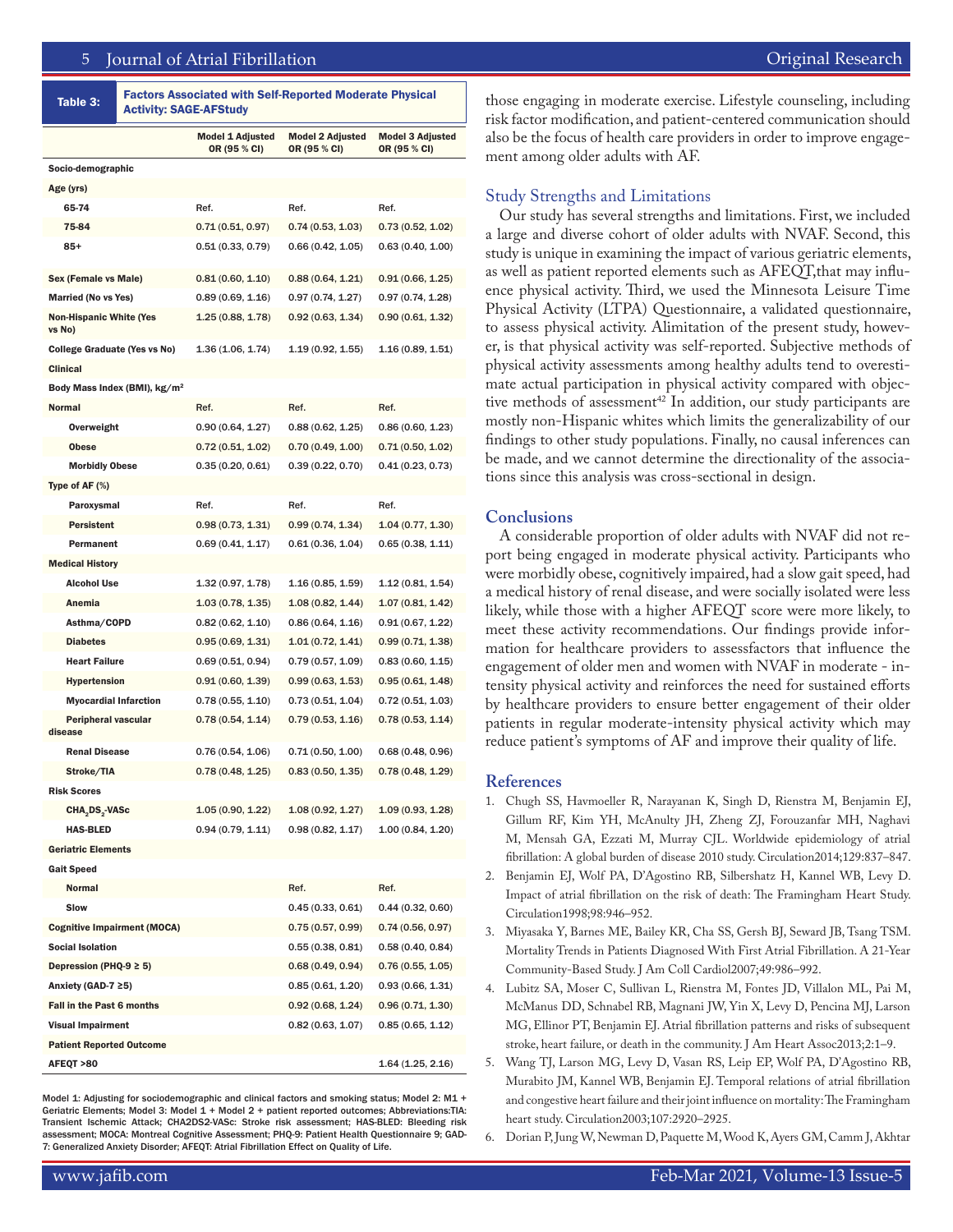**Table 3: Factors Associated with Self-Reported Moderate Physical Activity: SAGE-AFStudy**

| | Model 1 Adjusted OR (95 % CI) | Model 2 Adjusted OR (95 % CI) | Model 3 Adjusted OR (95 % CI) |
|---|---|---|---|
| **Socio-demographic** | | | |
| **Age (yrs)** | | | |
| 65-74 | Ref. | Ref. | Ref. |
| 75-84 | 0.71 (0.51, 0.97) | 0.74 (0.53, 1.03) | 0.73 (0.52, 1.02) |
| 85+ | 0.51 (0.33, 0.79) | 0.66 (0.42, 1.05) | 0.63 (0.40, 1.00) |
| Sex (Female vs Male) | 0.81 (0.60, 1.10) | 0.88 (0.64, 1.21) | 0.91 (0.66, 1.25) |
| Married (No vs Yes) | 0.89 (0.69, 1.16) | 0.97 (0.74, 1.27) | 0.97 (0.74, 1.28) |
| Non-Hispanic White (Yes vs No) | 1.25 (0.88, 1.78) | 0.92 (0.63, 1.34) | 0.90 (0.61, 1.32) |
| College Graduate (Yes vs No) | 1.36 (1.06, 1.74) | 1.19 (0.92, 1.55) | 1.16 (0.89, 1.51) |
| **Clinical** | | | |
| **Body Mass Index (BMI), kg/m²** | | | |
| Normal | Ref. | Ref. | Ref. |
| Overweight | 0.90 (0.64, 1.27) | 0.88 (0.62, 1.25) | 0.86 (0.60, 1.23) |
| Obese | 0.72 (0.51, 1.02) | 0.70 (0.49, 1.00) | 0.71 (0.50, 1.02) |
| Morbidly Obese | 0.35 (0.20, 0.61) | 0.39 (0.22, 0.70) | 0.41 (0.23, 0.73) |
| **Type of AF (%)** | | | |
| Paroxysmal | Ref. | Ref. | Ref. |
| Persistent | 0.98 (0.73, 1.31) | 0.99 (0.74, 1.34) | 1.04 (0.77, 1.30) |
| Permanent | 0.69 (0.41, 1.17) | 0.61 (0.36, 1.04) | 0.65 (0.38, 1.11) |
| **Medical History** | | | |
| Alcohol Use | 1.32 (0.97, 1.78) | 1.16 (0.85, 1.59) | 1.12 (0.81, 1.54) |
| Anemia | 1.03 (0.78, 1.35) | 1.08 (0.82, 1.44) | 1.07 (0.81, 1.42) |
| Asthma/COPD | 0.82 (0.62, 1.10) | 0.86 (0.64, 1.16) | 0.91 (0.67, 1.22) |
| Diabetes | 0.95 (0.69, 1.31) | 1.01 (0.72, 1.41) | 0.99 (0.71, 1.38) |
| Heart Failure | 0.69 (0.51, 0.94) | 0.79 (0.57, 1.09) | 0.83 (0.60, 1.15) |
| Hypertension | 0.91 (0.60, 1.39) | 0.99 (0.63, 1.53) | 0.95 (0.61, 1.48) |
| Myocardial Infarction | 0.78 (0.55, 1.10) | 0.73 (0.51, 1.04) | 0.72 (0.51, 1.03) |
| Peripheral vascular disease | 0.78 (0.54, 1.14) | 0.79 (0.53, 1.16) | 0.78 (0.53, 1.14) |
| Renal Disease | 0.76 (0.54, 1.06) | 0.71 (0.50, 1.00) | 0.68 (0.48, 0.96) |
| Stroke/TIA | 0.78 (0.48, 1.25) | 0.83 (0.50, 1.35) | 0.78 (0.48, 1.29) |
| **Risk Scores** | | | |
| $CHA_2DS_2$-VASc | 1.05 (0.90, 1.22) | 1.08 (0.92, 1.27) | 1.09 (0.93, 1.28) |
| HAS-BLED | 0.94 (0.79, 1.11) | 0.98 (0.82, 1.17) | 1.00 (0.84, 1.20) |
| **Geriatric Elements** | | | |
| **Gait Speed** | | | |
| Normal | | Ref. | Ref. |
| Slow | | 0.45 (0.33, 0.61) | 0.44 (0.32, 0.60) |
| Cognitive Impairment (MOCA) | | 0.75 (0.57, 0.99) | 0.74 (0.56, 0.97) |
| Social Isolation | | 0.55 (0.38, 0.81) | 0.58 (0.40, 0.84) |
| Depression (PHQ-9 ≥ 5) | | 0.68 (0.49, 0.94) | 0.76 (0.55, 1.05) |
| Anxiety (GAD-7 ≥5) | | 0.85 (0.61, 1.20) | 0.93 (0.66, 1.31) |
| Fall in the Past 6 months | | 0.92 (0.68, 1.24) | 0.96 (0.71, 1.30) |
| Visual Impairment | | 0.82 (0.63, 1.07) | 0.85 (0.65, 1.12) |
| **Patient Reported Outcome** | | | |
| AFEQT >80 | | | 1.64 (1.25, 2.16) |

Model 1: Adjusting for sociodemographic and clinical factors and smoking status; Model 2: M1 + Geriatric Elements; Model 3: Model 1 + Model 2 + patient reported outcomes; Abbreviations:TIA: Transient Ischemic Attack; CHA2DS2-VASc: Stroke risk assessment; HAS-BLED: Bleeding risk assessment; MOCA: Montreal Cognitive Assessment; PHQ-9: Patient Health Questionnaire 9; GAD-7: Generalized Anxiety Disorder; AFEQT: Atrial Fibrillation Effect on Quality of Life.

those engaging in moderate exercise. Lifestyle counseling, including risk factor modification, and patient-centered communication should also be the focus of health care providers in order to improve engagement among older adults with AF.

## Study Strengths and Limitations

Our study has several strengths and limitations. First, we included a large and diverse cohort of older adults with NVAF. Second, this study is unique in examining the impact of various geriatric elements, as well as patient reported elements such as AFEQT,that may influence physical activity. Third, we used the Minnesota Leisure Time Physical Activity (LTPA) Questionnaire, a validated questionnaire, to assess physical activity. Alimitation of the present study, however, is that physical activity was self-reported. Subjective methods of physical activity assessments among healthy adults tend to overestimate actual participation in physical activity compared with objective methods of assessment[42] In addition, our study participants are mostly non-Hispanic whites which limits the generalizability of our findings to other study populations. Finally, no causal inferences can be made, and we cannot determine the directionality of the associations since this analysis was cross-sectional in design.

## Conclusions

A considerable proportion of older adults with NVAF did not report being engaged in moderate physical activity. Participants who were morbidly obese, cognitively impaired, had a slow gait speed, had a medical history of renal disease, and were socially isolated were less likely, while those with a higher AFEQT score were more likely, to meet these activity recommendations. Our findings provide information for healthcare providers to assessfactors that influence the engagement of older men and women with NVAF in moderate - intensity physical activity and reinforces the need for sustained efforts by healthcare providers to ensure better engagement of their older patients in regular moderate-intensity physical activity which may reduce patient's symptoms of AF and improve their quality of life.

## References

1. Chugh SS, Havmoeller R, Narayanan K, Singh D, Rienstra M, Benjamin EJ, Gillum RF, Kim YH, McAnulty JH, Zheng ZJ, Forouzanfar MH, Naghavi M, Mensah GA, Ezzati M, Murray CJL. Worldwide epidemiology of atrial fibrillation: A global burden of disease 2010 study. Circulation2014;129:837–847.
2. Benjamin EJ, Wolf PA, D'Agostino RB, Silbershatz H, Kannel WB, Levy D. Impact of atrial fibrillation on the risk of death: The Framingham Heart Study. Circulation1998;98:946–952.
3. Miyasaka Y, Barnes ME, Bailey KR, Cha SS, Gersh BJ, Seward JB, Tsang TSM. Mortality Trends in Patients Diagnosed With First Atrial Fibrillation. A 21-Year Community-Based Study. J Am Coll Cardiol2007;49:986–992.
4. Lubitz SA, Moser C, Sullivan L, Rienstra M, Fontes JD, Villalon ML, Pai M, McManus DD, Schnabel RB, Magnani JW, Yin X, Levy D, Pencina MJ, Larson MG, Ellinor PT, Benjamin EJ. Atrial fibrillation patterns and risks of subsequent stroke, heart failure, or death in the community. J Am Heart Assoc2013;2:1–9.
5. Wang TJ, Larson MG, Levy D, Vasan RS, Leip EP, Wolf PA, D'Agostino RB, Murabito JM, Kannel WB, Benjamin EJ. Temporal relations of atrial fibrillation and congestive heart failure and their joint influence on mortality: The Framingham heart study. Circulation2003;107:2920–2925.
6. Dorian P, Jung W, Newman D, Paquette M, Wood K, Ayers GM, Camm J, Akhtar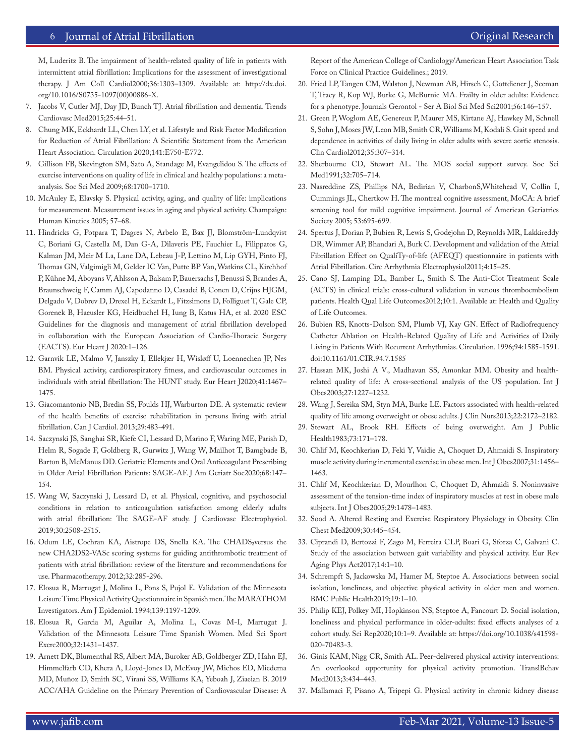M, Luderitz B. The impairment of health-related quality of life in patients with intermittent atrial fibrillation: Implications for the assessment of investigational therapy. J Am Coll Cardiol2000;36:1303–1309. Available at: http://dx.doi.org/10.1016/S0735-1097(00)00886-X.

7. Jacobs V, Cutler MJ, Day JD, Bunch TJ. Atrial fibrillation and dementia. Trends Cardiovasc Med2015;25:44–51.
8. Chung MK, Eckhardt LL, Chen LY, et al. Lifestyle and Risk Factor Modification for Reduction of Atrial Fibrillation: A Scientific Statement from the American Heart Association. Circulation 2020;141:E750-E772.
9. Gillison FB, Skevington SM, Sato A, Standage M, Evangelidou S. The effects of exercise interventions on quality of life in clinical and healthy populations: a meta-analysis. Soc Sci Med 2009;68:1700–1710.
10. McAuley E, Elavsky S. Physical activity, aging, and quality of life: implications for measurement. Measurement issues in aging and physical activity. Champagin: Human Kinetics 2005; 57–68.
11. Hindricks G, Potpara T, Dagres N, Arbelo E, Bax JJ, Blomström-Lundqvist C, Boriani G, Castella M, Dan G-A, Dilaveris PE, Fauchier L, Filippatos G, Kalman JM, Meir M La, Lane DA, Lebeau J-P, Lettino M, Lip GYH, Pinto FJ, Thomas GN, Valgimigli M, Gelder IC Van, Putte BP Van, Watkins CL, Kirchhof P, Kühne M, Aboyans V, Ahlsson A, Balsam P, Bauersachs J, Benussi S, Brandes A, Braunschweig F, Camm AJ, Capodanno D, Casadei B, Conen D, Crijns HJGM, Delgado V, Dobrev D, Drexel H, Eckardt L, Fitzsimons D, Folliguet T, Gale CP, Gorenek B, Haeusler KG, Heidbuchel H, Iung B, Katus HA, et al. 2020 ESC Guidelines for the diagnosis and management of atrial fibrillation developed in collaboration with the European Association of Cardio-Thoracic Surgery (EACTS). Eur Heart J 2020:1–126.
12. Garnvik LE, Malmo V, Janszky I, Ellekjær H, Wisløff U, Loennechen JP, Nes BM. Physical activity, cardiorespiratory fitness, and cardiovascular outcomes in individuals with atrial fibrillation: The HUNT study. Eur Heart J2020;41:1467–1475.
13. Giacomantonio NB, Bredin SS, Foulds HJ, Warburton DE. A systematic review of the health benefits of exercise rehabilitation in persons living with atrial fibrillation. Can J Cardiol. 2013;29:483-491.
14. Saczynski JS, Sanghai SR, Kiefe CI, Lessard D, Marino F, Waring ME, Parish D, Helm R, Sogade F, Goldberg R, Gurwitz J, Wang W, Mailhot T, Bamgbade B, Barton B, McManus DD. Geriatric Elements and Oral Anticoagulant Prescribing in Older Atrial Fibrillation Patients: SAGE-AF. J Am Geriatr Soc2020;68:147–154.
15. Wang W, Saczynski J, Lessard D, et al. Physical, cognitive, and psychosocial conditions in relation to anticoagulation satisfaction among elderly adults with atrial fibrillation: The SAGE-AF study. J Cardiovasc Electrophysiol. 2019;30:2508-2515.
16. Odum LE, Cochran KA, Aistrope DS, Snella KA. The $CHADS_2$versus the new CHA2DS2-VASc scoring systems for guiding antithrombotic treatment of patients with atrial fibrillation: review of the literature and recommendations for use. Pharmacotherapy. 2012;32:285-296.
17. Elosua R, Marrugat J, Molina L, Pons S, Pujol E. Validation of the Minnesota Leisure Time Physical Activity Questionnaire in Spanish men. The MARATHOM Investigators. Am J Epidemiol. 1994;139:1197-1209.
18. Elosua R, Garcia M, Aguilar A, Molina L, Covas M-I, Marrugat J. Validation of the Minnesota Leisure Time Spanish Women. Med Sci Sport Exerc2000;32:1431–1437.
19. Arnett DK, Blumenthal RS, Albert MA, Buroker AB, Goldberger ZD, Hahn EJ, Himmelfarb CD, Khera A, Lloyd-Jones D, McEvoy JW, Michos ED, Miedema MD, Muñoz D, Smith SC, Virani SS, Williams KA, Yeboah J, Ziaeian B. 2019 ACC/AHA Guideline on the Primary Prevention of Cardiovascular Disease: A Report of the American College of Cardiology/American Heart Association Task Force on Clinical Practice Guidelines.; 2019.
20. Fried LP, Tangen CM, Walston J, Newman AB, Hirsch C, Gottdiener J, Seeman T, Tracy R, Kop WJ, Burke G, McBurnie MA. Frailty in older adults: Evidence for a phenotype. Journals Gerontol - Ser A Biol Sci Med Sci2001;56:146–157.
21. Green P, Woglom AE, Genereux P, Maurer MS, Kirtane AJ, Hawkey M, Schnell S, Sohn J, Moses JW, Leon MB, Smith CR, Williams M, Kodali S. Gait speed and dependence in activities of daily living in older adults with severe aortic stenosis. Clin Cardiol2012;35:307–314.
22. Sherbourne CD, Stewart AL. The MOS social support survey. Soc Sci Med1991;32:705–714.
23. Nasreddine ZS, Phillips NA, Bedirian V, CharbonS,Whitehead V, Collin I, Cummings JL, Chertkow H. The montreal cognitive assessment, MoCA: A brief screening tool for mild cognitive impairment. Journal of American Geriatrics Society 2005; 53:695-699.
24. Spertus J, Dorian P, Bubien R, Lewis S, Godejohn D, Reynolds MR, Lakkireddy DR, Wimmer AP, Bhandari A, Burk C. Development and validation of the Atrial Fibrillation Effect on QualiTy-of-life (AFEQT) questionnaire in patients with Atrial Fibrillation. Circ Arrhythmia Electrophysiol2011;4:15–25.
25. Cano SJ, Lamping DL, Bamber L, Smith S. The Anti-Clot Treatment Scale (ACTS) in clinical trials: cross-cultural validation in venous thromboembolism patients. Health Qual Life Outcomes2012;10:1. Available at: Health and Quality of Life Outcomes.
26. Bubien RS, Knotts-Dolson SM, Plumb VJ, Kay GN. Effect of Radiofrequency Catheter Ablation on Health-Related Quality of Life and Activities of Daily Living in Patients With Recurrent Arrhythmias. Circulation. 1996;94:1585-1591. doi:10.1161/01.CIR.94.7.1585
27. Hassan MK, Joshi A V., Madhavan SS, Amonkar MM. Obesity and health-related quality of life: A cross-sectional analysis of the US population. Int J Obes2003;27:1227–1232.
28. Wang J, Sereika SM, Styn MA, Burke LE. Factors associated with health-related quality of life among overweight or obese adults. J Clin Nurs2013;22:2172–2182.
29. Stewart AL, Brook RH. Effects of being overweight. Am J Public Health1983;73:171–178.
30. Chlif M, Keochkerian D, Feki Y, Vaidie A, Choquet D, Ahmaidi S. Inspiratory muscle activity during incremental exercise in obese men. Int J Obes2007;31:1456–1463.
31. Chlif M, Keochkerian D, Mourlhon C, Choquet D, Ahmaidi S. Noninvasive assessment of the tension-time index of inspiratory muscles at rest in obese male subjects. Int J Obes2005;29:1478–1483.
32. Sood A. Altered Resting and Exercise Respiratory Physiology in Obesity. Clin Chest Med2009;30:445–454.
33. Ciprandi D, Bertozzi F, Zago M, Ferreira CLP, Boari G, Sforza C, Galvani C. Study of the association between gait variability and physical activity. Eur Rev Aging Phys Act2017;14:1–10.
34. Schrempft S, Jackowska M, Hamer M, Steptoe A. Associations between social isolation, loneliness, and objective physical activity in older men and women. BMC Public Health2019;19:1–10.
35. Philip KEJ, Polkey MI, Hopkinson NS, Steptoe A, Fancourt D. Social isolation, loneliness and physical performance in older-adults: fixed effects analyses of a cohort study. Sci Rep2020;10:1–9. Available at: https://doi.org/10.1038/s41598-020-70483-3.
36. Ginis KAM, Nigg CR, Smith AL. Peer-delivered physical activity interventions: An overlooked opportunity for physical activity promotion. TranslBehav Med2013;3:434–443.
37. Mallamaci F, Pisano A, Tripepi G. Physical activity in chronic kidney disease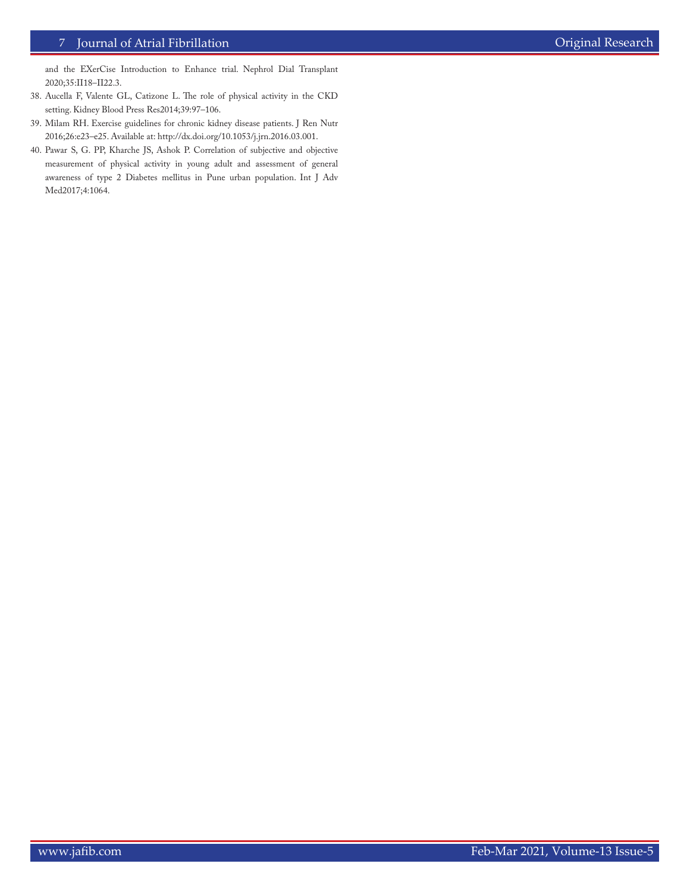and the EXerCise Introduction to Enhance trial. Nephrol Dial Transplant 2020;35:II18–II22.3.

38. Aucella F, Valente GL, Catizone L. The role of physical activity in the CKD setting. Kidney Blood Press Res2014;39:97–106.
39. Milam RH. Exercise guidelines for chronic kidney disease patients. J Ren Nutr 2016;26:e23–e25. Available at: http://dx.doi.org/10.1053/j.jrn.2016.03.001.
40. Pawar S, G. PP, Kharche JS, Ashok P. Correlation of subjective and objective measurement of physical activity in young adult and assessment of general awareness of type 2 Diabetes mellitus in Pune urban population. Int J Adv Med2017;4:1064.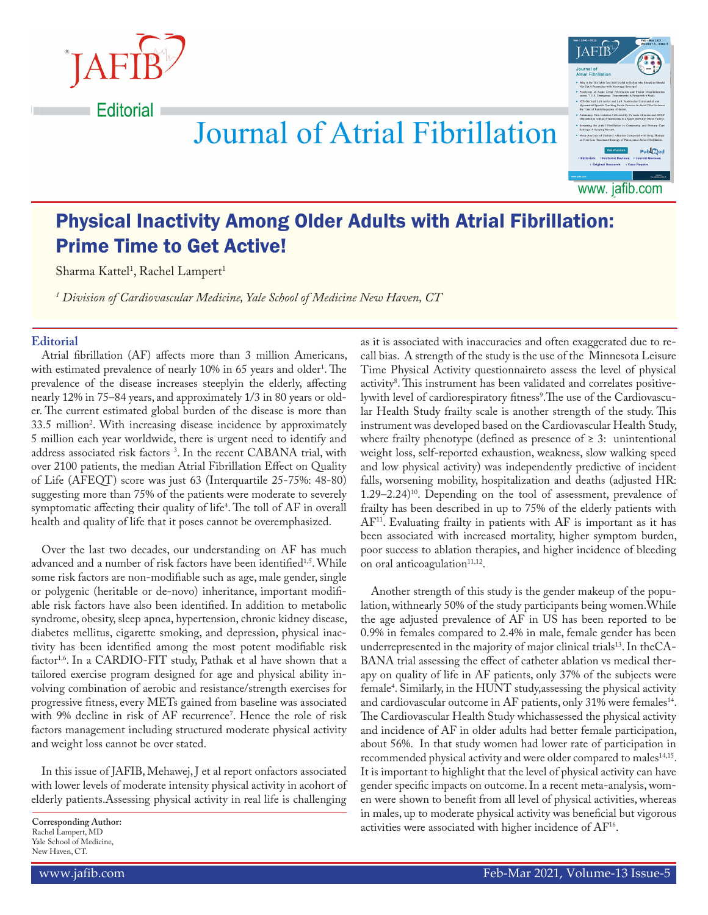Editorial

# Journal of Atrial Fibrillation

## Physical Inactivity Among Older Adults with Atrial Fibrillation: Prime Time to Get Active!

Sharma Kattel[1], Rachel Lampert[1]

*[1] Division of Cardiovascular Medicine, Yale School of Medicine New Haven, CT*

### Editorial

Atrial fibrillation (AF) affects more than 3 million Americans, with estimated prevalence of nearly 10% in 65 years and older[1]. The prevalence of the disease increases steeplyin the elderly, affecting nearly 12% in 75–84 years, and approximately 1/3 in 80 years or older. The current estimated global burden of the disease is more than 33.5 million[2]. With increasing disease incidence by approximately 5 million each year worldwide, there is urgent need to identify and address associated risk factors [3]. In the recent CABANA trial, with over 2100 patients, the median Atrial Fibrillation Effect on Quality of Life (AFEQT) score was just 63 (Interquartile 25-75%: 48-80) suggesting more than 75% of the patients were moderate to severely symptomatic affecting their quality of life[4]. The toll of AF in overall health and quality of life that it poses cannot be overemphasized.

Over the last two decades, our understanding on AF has much advanced and a number of risk factors have been identified[1,5]. While some risk factors are non-modifiable such as age, male gender, single or polygenic (heritable or de-novo) inheritance, important modifiable risk factors have also been identified. In addition to metabolic syndrome, obesity, sleep apnea, hypertension, chronic kidney disease, diabetes mellitus, cigarette smoking, and depression, physical inactivity has been identified among the most potent modifiable risk factor[1,6]. In a CARDIO-FIT study, Pathak et al have shown that a tailored exercise program designed for age and physical ability involving combination of aerobic and resistance/strength exercises for progressive fitness, every METs gained from baseline was associated with 9% decline in risk of AF recurrence[7]. Hence the role of risk factors management including structured moderate physical activity and weight loss cannot be over stated.

In this issue of JAFIB, Mehawej, J et al report onfactors associated with lower levels of moderate intensity physical activity in acohort of elderly patients.Assessing physical activity in real life is challenging as it is associated with inaccuracies and often exaggerated due to recall bias. A strength of the study is the use of the Minnesota Leisure Time Physical Activity questionnaireto assess the level of physical activity[8]. This instrument has been validated and correlates positivelywith level of cardiorespiratory fitness[9].The use of the Cardiovascular Health Study frailty scale is another strength of the study. This instrument was developed based on the Cardiovascular Health Study, where frailty phenotype (defined as presence of ≥ 3: unintentional weight loss, self-reported exhaustion, weakness, slow walking speed and low physical activity) was independently predictive of incident falls, worsening mobility, hospitalization and deaths (adjusted HR: 1.29–2.24)[10]. Depending on the tool of assessment, prevalence of frailty has been described in up to 75% of the elderly patients with AF[11]. Evaluating frailty in patients with AF is important as it has been associated with increased mortality, higher symptom burden, poor success to ablation therapies, and higher incidence of bleeding on oral anticoagulation[11,12].

Another strength of this study is the gender makeup of the population, withnearly 50% of the study participants being women.While the age adjusted prevalence of AF in US has been reported to be 0.9% in females compared to 2.4% in male, female gender has been underrepresented in the majority of major clinical trials[13]. In theCABANA trial assessing the effect of catheter ablation vs medical therapy on quality of life in AF patients, only 37% of the subjects were female[4]. Similarly, in the HUNT study,assessing the physical activity and cardiovascular outcome in AF patients, only 31% were females[14]. The Cardiovascular Health Study whichassessed the physical activity and incidence of AF in older adults had better female participation, about 56%. In that study women had lower rate of participation in recommended physical activity and were older compared to males[14,15]. It is important to highlight that the level of physical activity can have gender specific impacts on outcome. In a recent meta-analysis, women were shown to benefit from all level of physical activities, whereas in males, up to moderate physical activity was beneficial but vigorous activities were associated with higher incidence of AF[16].

**Corresponding Author:**
Rachel Lampert, MD
Yale School of Medicine,
New Haven, CT.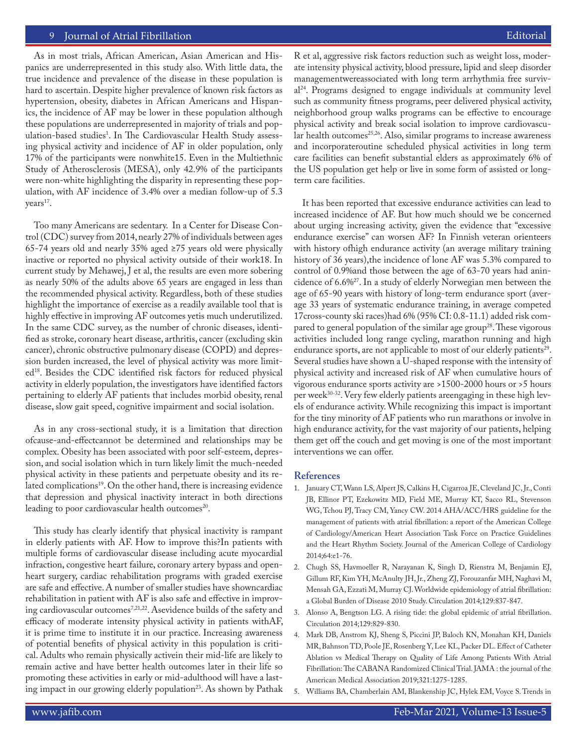As in most trials, African American, Asian American and Hispanics are underrepresented in this study also. With little data, the true incidence and prevalence of the disease in these population is hard to ascertain. Despite higher prevalence of known risk factors as hypertension, obesity, diabetes in African Americans and Hispanics, the incidence of AF may be lower in these population although these populations are underrepresented in majority of trials and population-based studies[1]. In The Cardiovascular Health Study assessing physical activity and incidence of AF in older population, only 17% of the participants were nonwhite15. Even in the Multiethnic Study of Atherosclerosis (MESA), only 42.9% of the participants were non-white highlighting the disparity in representing these population, with AF incidence of 3.4% over a median follow-up of 5.3 years[17].

Too many Americans are sedentary. In a Center for Disease Control (CDC) survey from 2014, nearly 27% of individuals between ages 65-74 years old and nearly 35% aged ≥75 years old were physically inactive or reported no physical activity outside of their work18. In current study by Mehawej, J et al, the results are even more sobering as nearly 50% of the adults above 65 years are engaged in less than the recommended physical activity. Regardless, both of these studies highlight the importance of exercise as a readily available tool that is highly effective in improving AF outcomes yetis much underutilized. In the same CDC survey, as the number of chronic diseases, identified as stroke, coronary heart disease, arthritis, cancer (excluding skin cancer), chronic obstructive pulmonary disease (COPD) and depression burden increased, the level of physical activity was more limited[18]. Besides the CDC identified risk factors for reduced physical activity in elderly population, the investigators have identified factors pertaining to elderly AF patients that includes morbid obesity, renal disease, slow gait speed, cognitive impairment and social isolation.

As in any cross-sectional study, it is a limitation that direction ofcause-and-effectcannot be determined and relationships may be complex. Obesity has been associated with poor self-esteem, depression, and social isolation which in turn likely limit the much-needed physical activity in these patients and perpetuate obesity and its related complications[19]. On the other hand, there is increasing evidence that depression and physical inactivity interact in both directions leading to poor cardiovascular health outcomes[20].

This study has clearly identify that physical inactivity is rampant in elderly patients with AF. How to improve this?In patients with multiple forms of cardiovascular disease including acute myocardial infraction, congestive heart failure, coronary artery bypass and open-heart surgery, cardiac rehabilitation programs with graded exercise are safe and effective. A number of smaller studies have showncardiac rehabilitation in patient with AF is also safe and effective in improving cardiovascular outcomes[7,21,22]. Asevidence builds of the safety and efficacy of moderate intensity physical activity in patients withAF, it is prime time to institute it in our practice. Increasing awareness of potential benefits of physical activity in this population is critical. Adults who remain physically activein their mid-life are likely to remain active and have better health outcomes later in their life so promoting these activities in early or mid-adulthood will have a lasting impact in our growing elderly population[23]. As shown by Pathak R et al, aggressive risk factors reduction such as weight loss, moderate intensity physical activity, blood pressure, lipid and sleep disorder managementwereassociated with long term arrhythmia free survival[24]. Programs designed to engage individuals at community level such as community fitness programs, peer delivered physical activity, neighborhood group walks programs can be effective to encourage physical activity and break social isolation to improve cardiovascular health outcomes[25,26]. Also, similar programs to increase awareness and incorporateroutine scheduled physical activities in long term care facilities can benefit substantial elders as approximately 6% of the US population get help or live in some form of assisted or long-term care facilities.

It has been reported that excessive endurance activities can lead to increased incidence of AF. But how much should we be concerned about urging increasing activity, given the evidence that "excessive endurance exercise" can worsen AF? In Finnish veteran orienteers with history ofhigh endurance activity (an average military training history of 36 years),the incidence of lone AF was 5.3% compared to control of 0.9%and those between the age of 63-70 years had anincidence of 6.6%[27]. In a study of elderly Norwegian men between the age of 65-90 years with history of long-term endurance sport (average 33 years of systematic endurance training, in average competed 17cross-county ski races)had 6% (95% CI: 0.8-11.1) added risk compared to general population of the similar age group[28]. These vigorous activities included long range cycling, marathon running and high endurance sports, are not applicable to most of our elderly patients[29]. Several studies have shown a U-shaped response with the intensity of physical activity and increased risk of AF when cumulative hours of vigorous endurance sports activity are >1500-2000 hours or >5 hours per week[30-32]. Very few elderly patients areengaging in these high levels of endurance activity. While recognizing this impact is important for the tiny minority of AF patients who run marathons or involve in high endurance activity, for the vast majority of our patients, helping them get off the couch and get moving is one of the most important interventions we can offer.

## References

1. January CT, Wann LS, Alpert JS, Calkins H, Cigarroa JE, Cleveland JC, Jr., Conti JB, Ellinor PT, Ezekowitz MD, Field ME, Murray KT, Sacco RL, Stevenson WG, Tchou PJ, Tracy CM, Yancy CW. 2014 AHA/ACC/HRS guideline for the management of patients with atrial fibrillation: a report of the American College of Cardiology/American Heart Association Task Force on Practice Guidelines and the Heart Rhythm Society. Journal of the American College of Cardiology 2014;64:e1-76.
2. Chugh SS, Havmoeller R, Narayanan K, Singh D, Rienstra M, Benjamin EJ, Gillum RF, Kim YH, McAnulty JH, Jr., Zheng ZJ, Forouzanfar MH, Naghavi M, Mensah GA, Ezzati M, Murray CJ. Worldwide epidemiology of atrial fibrillation: a Global Burden of Disease 2010 Study. Circulation 2014;129:837-847.
3. Alonso A, Bengtson LG. A rising tide: the global epidemic of atrial fibrillation. Circulation 2014;129:829-830.
4. Mark DB, Anstrom KJ, Sheng S, Piccini JP, Baloch KN, Monahan KH, Daniels MR, Bahnson TD, Poole JE, Rosenberg Y, Lee KL, Packer DL. Effect of Catheter Ablation vs Antiarrhythmic Drug Therapy on Quality of Life Among Patients With Atrial Fibrillation: The CABANA Randomized Clinical Trial. JAMA : the journal of the American Medical Association 2019;321:1275-1285.
5. Williams BA, Chamberlain AM, Blankenship JC, Hylek EM, Voyce S. Trends in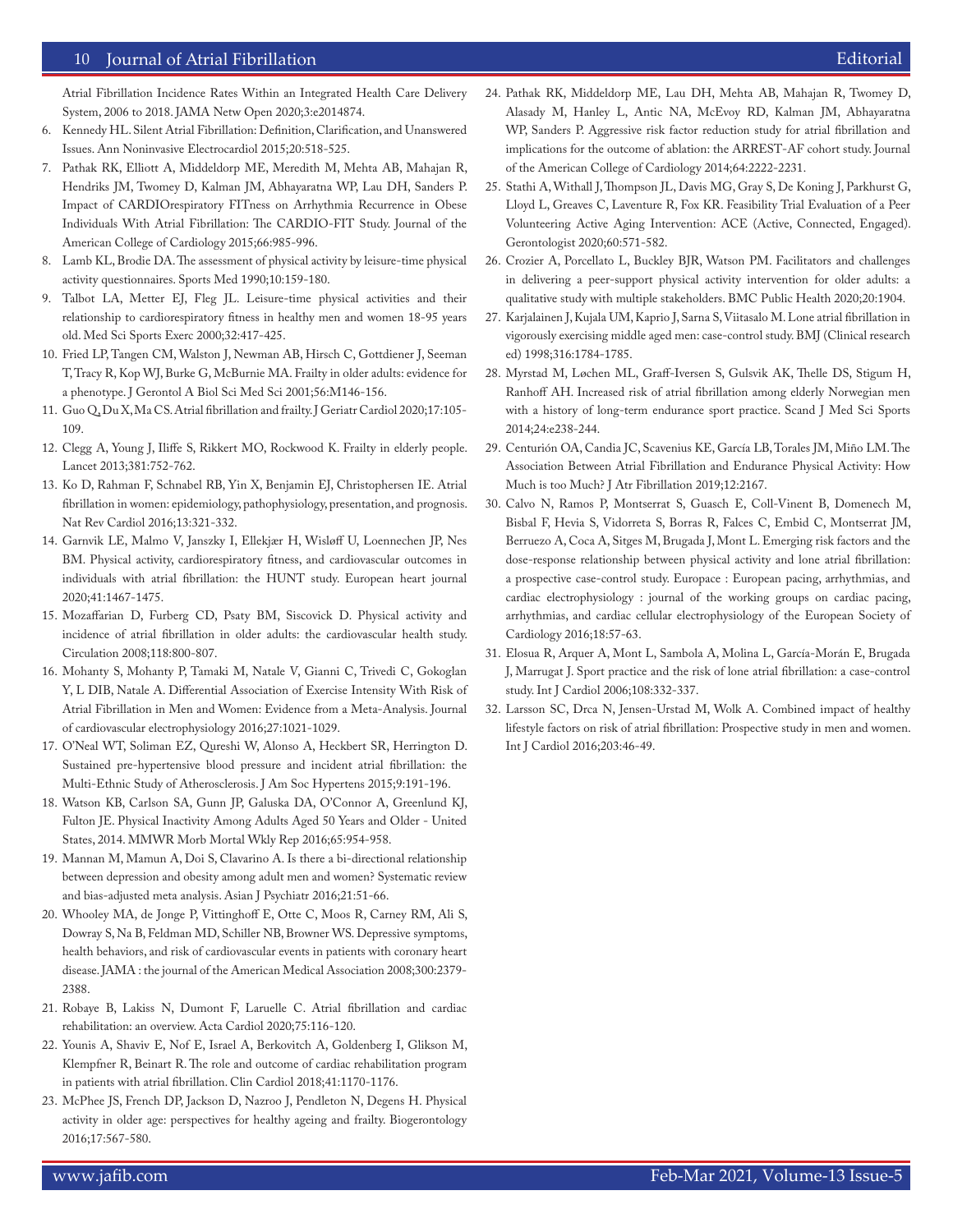Atrial Fibrillation Incidence Rates Within an Integrated Health Care Delivery System, 2006 to 2018. JAMA Netw Open 2020;3:e2014874.

6. Kennedy HL. Silent Atrial Fibrillation: Definition, Clarification, and Unanswered Issues. Ann Noninvasive Electrocardiol 2015;20:518-525.
7. Pathak RK, Elliott A, Middeldorp ME, Meredith M, Mehta AB, Mahajan R, Hendriks JM, Twomey D, Kalman JM, Abhayaratna WP, Lau DH, Sanders P. Impact of CARDIOrespiratory FITness on Arrhythmia Recurrence in Obese Individuals With Atrial Fibrillation: The CARDIO-FIT Study. Journal of the American College of Cardiology 2015;66:985-996.
8. Lamb KL, Brodie DA. The assessment of physical activity by leisure-time physical activity questionnaires. Sports Med 1990;10:159-180.
9. Talbot LA, Metter EJ, Fleg JL. Leisure-time physical activities and their relationship to cardiorespiratory fitness in healthy men and women 18-95 years old. Med Sci Sports Exerc 2000;32:417-425.
10. Fried LP, Tangen CM, Walston J, Newman AB, Hirsch C, Gottdiener J, Seeman T, Tracy R, Kop WJ, Burke G, McBurnie MA. Frailty in older adults: evidence for a phenotype. J Gerontol A Biol Sci Med Sci 2001;56:M146-156.
11. Guo Q, Du X, Ma CS. Atrial fibrillation and frailty. J Geriatr Cardiol 2020;17:105-109.
12. Clegg A, Young J, Iliffe S, Rikkert MO, Rockwood K. Frailty in elderly people. Lancet 2013;381:752-762.
13. Ko D, Rahman F, Schnabel RB, Yin X, Benjamin EJ, Christophersen IE. Atrial fibrillation in women: epidemiology, pathophysiology, presentation, and prognosis. Nat Rev Cardiol 2016;13:321-332.
14. Garnvik LE, Malmo V, Janszky I, Ellekjær H, Wisløff U, Loennechen JP, Nes BM. Physical activity, cardiorespiratory fitness, and cardiovascular outcomes in individuals with atrial fibrillation: the HUNT study. European heart journal 2020;41:1467-1475.
15. Mozaffarian D, Furberg CD, Psaty BM, Siscovick D. Physical activity and incidence of atrial fibrillation in older adults: the cardiovascular health study. Circulation 2008;118:800-807.
16. Mohanty S, Mohanty P, Tamaki M, Natale V, Gianni C, Trivedi C, Gokoglan Y, L DIB, Natale A. Differential Association of Exercise Intensity With Risk of Atrial Fibrillation in Men and Women: Evidence from a Meta-Analysis. Journal of cardiovascular electrophysiology 2016;27:1021-1029.
17. O'Neal WT, Soliman EZ, Qureshi W, Alonso A, Heckbert SR, Herrington D. Sustained pre-hypertensive blood pressure and incident atrial fibrillation: the Multi-Ethnic Study of Atherosclerosis. J Am Soc Hypertens 2015;9:191-196.
18. Watson KB, Carlson SA, Gunn JP, Galuska DA, O'Connor A, Greenlund KJ, Fulton JE. Physical Inactivity Among Adults Aged 50 Years and Older - United States, 2014. MMWR Morb Mortal Wkly Rep 2016;65:954-958.
19. Mannan M, Mamun A, Doi S, Clavarino A. Is there a bi-directional relationship between depression and obesity among adult men and women? Systematic review and bias-adjusted meta analysis. Asian J Psychiatr 2016;21:51-66.
20. Whooley MA, de Jonge P, Vittinghoff E, Otte C, Moos R, Carney RM, Ali S, Dowray S, Na B, Feldman MD, Schiller NB, Browner WS. Depressive symptoms, health behaviors, and risk of cardiovascular events in patients with coronary heart disease. JAMA : the journal of the American Medical Association 2008;300:2379-2388.
21. Robaye B, Lakiss N, Dumont F, Laruelle C. Atrial fibrillation and cardiac rehabilitation: an overview. Acta Cardiol 2020;75:116-120.
22. Younis A, Shaviv E, Nof E, Israel A, Berkovitch A, Goldenberg I, Glikson M, Klempfner R, Beinart R. The role and outcome of cardiac rehabilitation program in patients with atrial fibrillation. Clin Cardiol 2018;41:1170-1176.
23. McPhee JS, French DP, Jackson D, Nazroo J, Pendleton N, Degens H. Physical activity in older age: perspectives for healthy ageing and frailty. Biogerontology 2016;17:567-580.
24. Pathak RK, Middeldorp ME, Lau DH, Mehta AB, Mahajan R, Twomey D, Alasady M, Hanley L, Antic NA, McEvoy RD, Kalman JM, Abhayaratna WP, Sanders P. Aggressive risk factor reduction study for atrial fibrillation and implications for the outcome of ablation: the ARREST-AF cohort study. Journal of the American College of Cardiology 2014;64:2222-2231.
25. Stathi A, Withall J, Thompson JL, Davis MG, Gray S, De Koning J, Parkhurst G, Lloyd L, Greaves C, Laventure R, Fox KR. Feasibility Trial Evaluation of a Peer Volunteering Active Aging Intervention: ACE (Active, Connected, Engaged). Gerontologist 2020;60:571-582.
26. Crozier A, Porcellato L, Buckley BJR, Watson PM. Facilitators and challenges in delivering a peer-support physical activity intervention for older adults: a qualitative study with multiple stakeholders. BMC Public Health 2020;20:1904.
27. Karjalainen J, Kujala UM, Kaprio J, Sarna S, Viitasalo M. Lone atrial fibrillation in vigorously exercising middle aged men: case-control study. BMJ (Clinical research ed) 1998;316:1784-1785.
28. Myrstad M, Løchen ML, Graff-Iversen S, Gulsvik AK, Thelle DS, Stigum H, Ranhoff AH. Increased risk of atrial fibrillation among elderly Norwegian men with a history of long-term endurance sport practice. Scand J Med Sci Sports 2014;24:e238-244.
29. Centurión OA, Candia JC, Scavenius KE, García LB, Torales JM, Miño LM. The Association Between Atrial Fibrillation and Endurance Physical Activity: How Much is too Much? J Atr Fibrillation 2019;12:2167.
30. Calvo N, Ramos P, Montserrat S, Guasch E, Coll-Vinent B, Domenech M, Bisbal F, Hevia S, Vidorreta S, Borras R, Falces C, Embid C, Montserrat JM, Berruezo A, Coca A, Sitges M, Brugada J, Mont L. Emerging risk factors and the dose-response relationship between physical activity and lone atrial fibrillation: a prospective case-control study. Europace : European pacing, arrhythmias, and cardiac electrophysiology : journal of the working groups on cardiac pacing, arrhythmias, and cardiac cellular electrophysiology of the European Society of Cardiology 2016;18:57-63.
31. Elosua R, Arquer A, Mont L, Sambola A, Molina L, García-Morán E, Brugada J, Marrugat J. Sport practice and the risk of lone atrial fibrillation: a case-control study. Int J Cardiol 2006;108:332-337.
32. Larsson SC, Drca N, Jensen-Urstad M, Wolk A. Combined impact of healthy lifestyle factors on risk of atrial fibrillation: Prospective study in men and women. Int J Cardiol 2016;203:46-49.